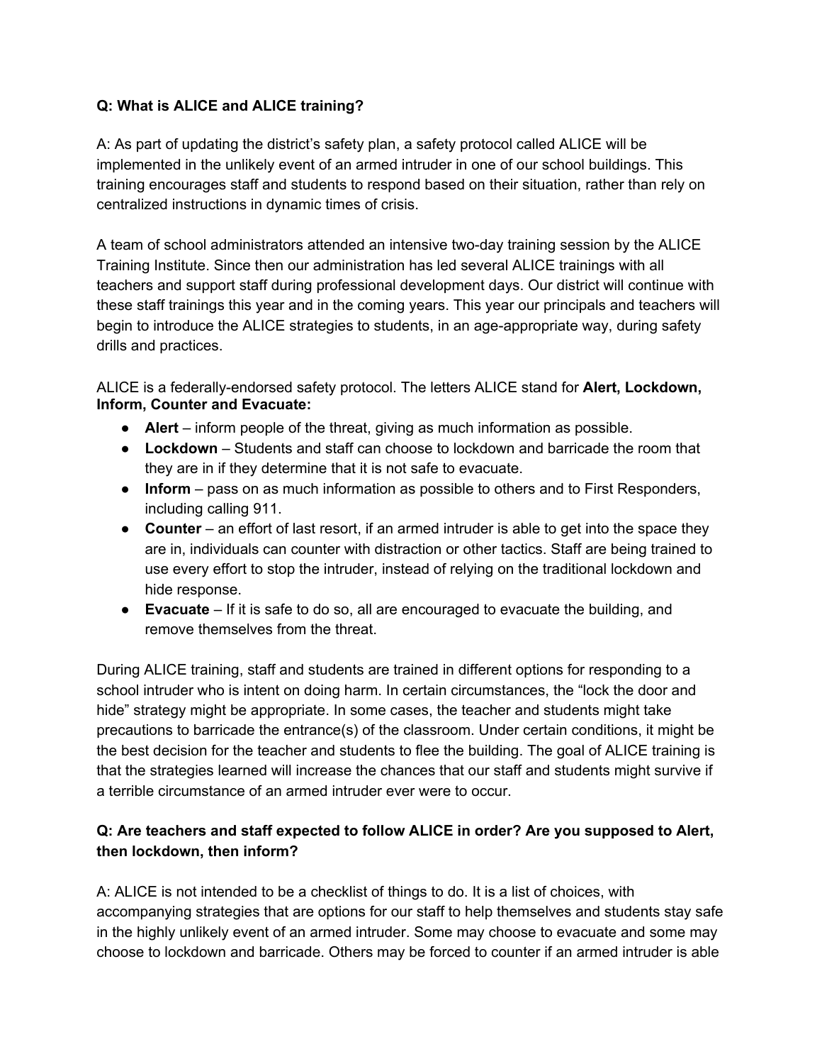**Q: What is ALICE and ALICE training?**

A: As part of updating the district's safety plan, a safety protocol called ALICE will be implemented in the unlikely event of an armed intruder in one of our school buildings. This training encourages staff and students to respond based on their situation, rather than rely on centralized instructions in dynamic times of crisis.

A team of school administrators attended an intensive two-day training session by the ALICE Training Institute. Since then our administration has led several ALICE trainings with all teachers and support staff during professional development days. Our district will continue with these staff trainings this year and in the coming years. This year our principals and teachers will begin to introduce the ALICE strategies to students, in an age-appropriate way, during safety drills and practices.

ALICE is a federally-endorsed safety protocol. The letters ALICE stand for **Alert, Lockdown, Inform, Counter and Evacuate:**

- **Alert** – inform people of the threat, giving as much information as possible.
- **Lockdown** – Students and staff can choose to lockdown and barricade the room that they are in if they determine that it is not safe to evacuate.
- **Inform** – pass on as much information as possible to others and to First Responders, including calling 911.
- **Counter** – an effort of last resort, if an armed intruder is able to get into the space they are in, individuals can counter with distraction or other tactics. Staff are being trained to use every effort to stop the intruder, instead of relying on the traditional lockdown and hide response.
- **Evacuate** – If it is safe to do so, all are encouraged to evacuate the building, and remove themselves from the threat.

During ALICE training, staff and students are trained in different options for responding to a school intruder who is intent on doing harm. In certain circumstances, the "lock the door and hide" strategy might be appropriate. In some cases, the teacher and students might take precautions to barricade the entrance(s) of the classroom. Under certain conditions, it might be the best decision for the teacher and students to flee the building. The goal of ALICE training is that the strategies learned will increase the chances that our staff and students might survive if a terrible circumstance of an armed intruder ever were to occur.

**Q: Are teachers and staff expected to follow ALICE in order? Are you supposed to Alert, then lockdown, then inform?**

A: ALICE is not intended to be a checklist of things to do. It is a list of choices, with accompanying strategies that are options for our staff to help themselves and students stay safe in the highly unlikely event of an armed intruder. Some may choose to evacuate and some may choose to lockdown and barricade. Others may be forced to counter if an armed intruder is able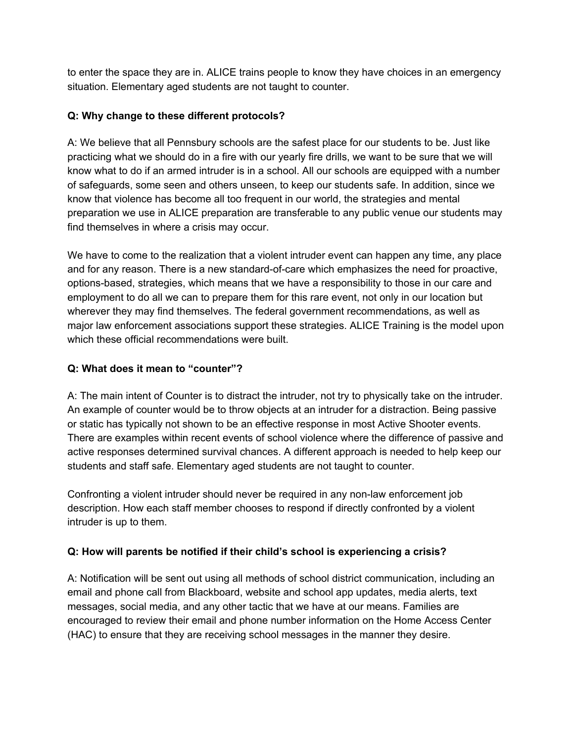to enter the space they are in. ALICE trains people to know they have choices in an emergency situation. Elementary aged students are not taught to counter.

**Q: Why change to these different protocols?**

A: We believe that all Pennsbury schools are the safest place for our students to be. Just like practicing what we should do in a fire with our yearly fire drills, we want to be sure that we will know what to do if an armed intruder is in a school. All our schools are equipped with a number of safeguards, some seen and others unseen, to keep our students safe. In addition, since we know that violence has become all too frequent in our world, the strategies and mental preparation we use in ALICE preparation are transferable to any public venue our students may find themselves in where a crisis may occur.

We have to come to the realization that a violent intruder event can happen any time, any place and for any reason. There is a new standard-of-care which emphasizes the need for proactive, options-based, strategies, which means that we have a responsibility to those in our care and employment to do all we can to prepare them for this rare event, not only in our location but wherever they may find themselves. The federal government recommendations, as well as major law enforcement associations support these strategies. ALICE Training is the model upon which these official recommendations were built.

**Q: What does it mean to "counter"?**

A: The main intent of Counter is to distract the intruder, not try to physically take on the intruder. An example of counter would be to throw objects at an intruder for a distraction. Being passive or static has typically not shown to be an effective response in most Active Shooter events. There are examples within recent events of school violence where the difference of passive and active responses determined survival chances. A different approach is needed to help keep our students and staff safe. Elementary aged students are not taught to counter.

Confronting a violent intruder should never be required in any non-law enforcement job description. How each staff member chooses to respond if directly confronted by a violent intruder is up to them.

**Q: How will parents be notified if their child's school is experiencing a crisis?**

A: Notification will be sent out using all methods of school district communication, including an email and phone call from Blackboard, website and school app updates, media alerts, text messages, social media, and any other tactic that we have at our means. Families are encouraged to review their email and phone number information on the Home Access Center (HAC) to ensure that they are receiving school messages in the manner they desire.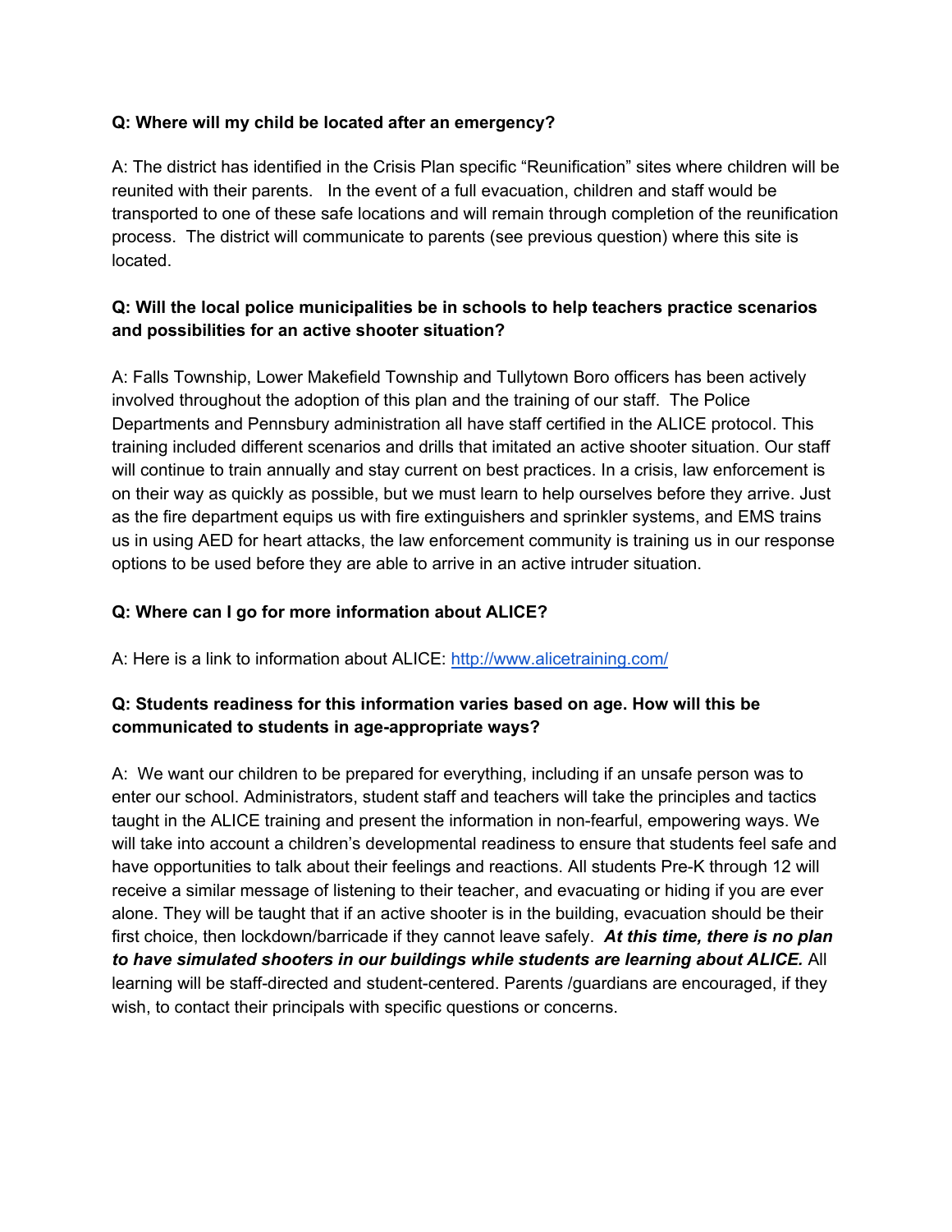**Q: Where will my child be located after an emergency?**

A: The district has identified in the Crisis Plan specific "Reunification" sites where children will be reunited with their parents. In the event of a full evacuation, children and staff would be transported to one of these safe locations and will remain through completion of the reunification process. The district will communicate to parents (see previous question) where this site is located.

**Q: Will the local police municipalities be in schools to help teachers practice scenarios and possibilities for an active shooter situation?**

A: Falls Township, Lower Makefield Township and Tullytown Boro officers has been actively involved throughout the adoption of this plan and the training of our staff. The Police Departments and Pennsbury administration all have staff certified in the ALICE protocol. This training included different scenarios and drills that imitated an active shooter situation. Our staff will continue to train annually and stay current on best practices. In a crisis, law enforcement is on their way as quickly as possible, but we must learn to help ourselves before they arrive. Just as the fire department equips us with fire extinguishers and sprinkler systems, and EMS trains us in using AED for heart attacks, the law enforcement community is training us in our response options to be used before they are able to arrive in an active intruder situation.

**Q: Where can I go for more information about ALICE?**

A: Here is a link to information about ALICE: [http://www.alicetraining.com/](http://www.alicetraining.com/)

**Q: Students readiness for this information varies based on age. How will this be communicated to students in age-appropriate ways?**

A: We want our children to be prepared for everything, including if an unsafe person was to enter our school. Administrators, student staff and teachers will take the principles and tactics taught in the ALICE training and present the information in non-fearful, empowering ways. We will take into account a children's developmental readiness to ensure that students feel safe and have opportunities to talk about their feelings and reactions. All students Pre-K through 12 will receive a similar message of listening to their teacher, and evacuating or hiding if you are ever alone. They will be taught that if an active shooter is in the building, evacuation should be their first choice, then lockdown/barricade if they cannot leave safely. ***At this time, there is no plan to have simulated shooters in our buildings while students are learning about ALICE.*** All learning will be staff-directed and student-centered. Parents /guardians are encouraged, if they wish, to contact their principals with specific questions or concerns.